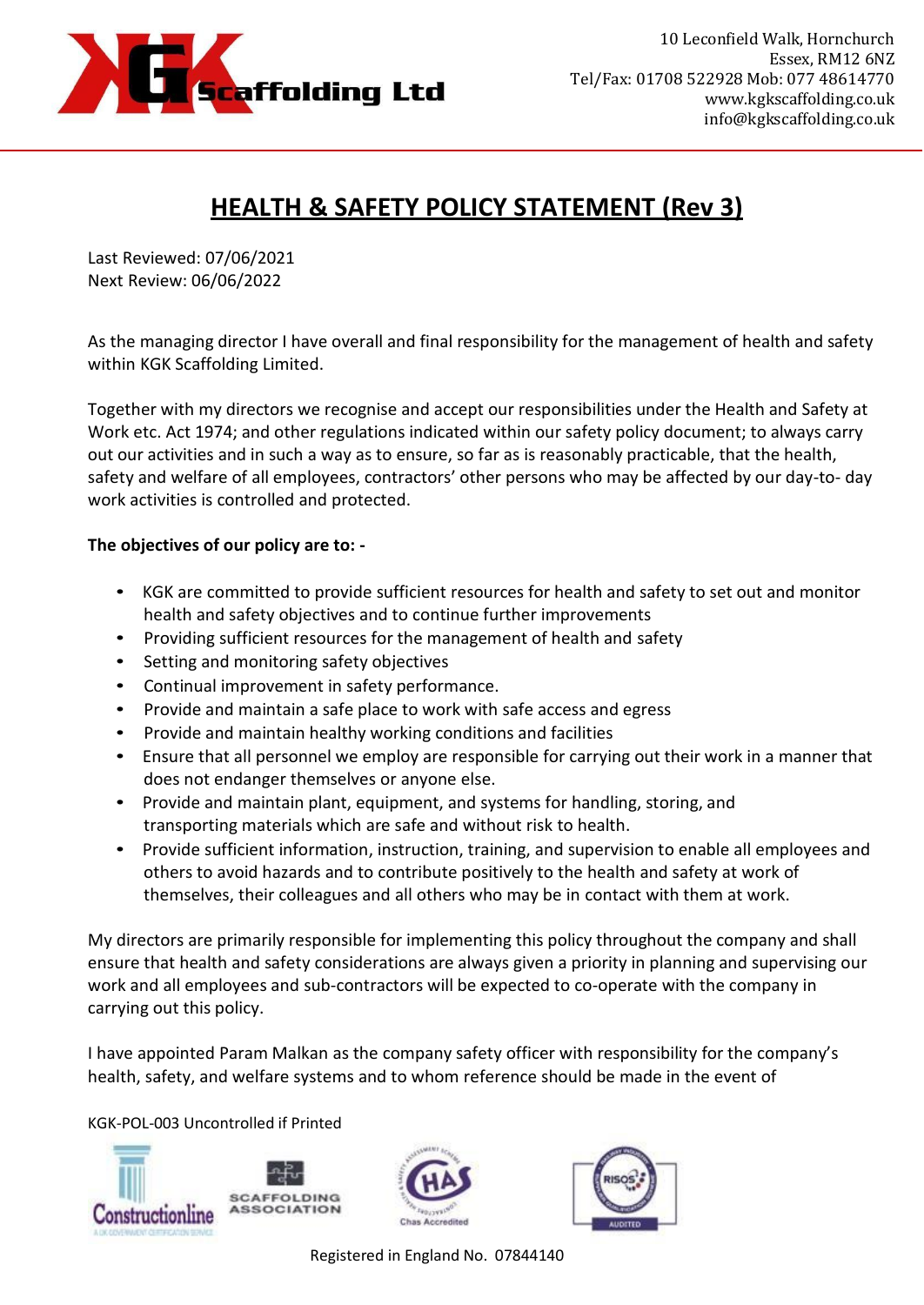KGK Scaffolding Ltd

10 Leconfield Walk, Hornchurch
Essex, RM12 6NZ
Tel/Fax: 01708 522928 Mob: 077 48614770
www.kgkscaffolding.co.uk
info@kgkscaffolding.co.uk

# HEALTH & SAFETY POLICY STATEMENT (Rev 3)

Last Reviewed: 07/06/2021
Next Review: 06/06/2022

As the managing director I have overall and final responsibility for the management of health and safety within KGK Scaffolding Limited.

Together with my directors we recognise and accept our responsibilities under the Health and Safety at Work etc. Act 1974; and other regulations indicated within our safety policy document; to always carry out our activities and in such a way as to ensure, so far as is reasonably practicable, that the health, safety and welfare of all employees, contractors' other persons who may be affected by our day-to- day work activities is controlled and protected.

**The objectives of our policy are to: -**

- KGK are committed to provide sufficient resources for health and safety to set out and monitor health and safety objectives and to continue further improvements
- Providing sufficient resources for the management of health and safety
- Setting and monitoring safety objectives
- Continual improvement in safety performance.
- Provide and maintain a safe place to work with safe access and egress
- Provide and maintain healthy working conditions and facilities
- Ensure that all personnel we employ are responsible for carrying out their work in a manner that does not endanger themselves or anyone else.
- Provide and maintain plant, equipment, and systems for handling, storing, and transporting materials which are safe and without risk to health.
- Provide sufficient information, instruction, training, and supervision to enable all employees and others to avoid hazards and to contribute positively to the health and safety at work of themselves, their colleagues and all others who may be in contact with them at work.

My directors are primarily responsible for implementing this policy throughout the company and shall ensure that health and safety considerations are always given a priority in planning and supervising our work and all employees and sub-contractors will be expected to co-operate with the company in carrying out this policy.

I have appointed Param Malkan as the company safety officer with responsibility for the company's health, safety, and welfare systems and to whom reference should be made in the event of

KGK-POL-003 Uncontrolled if Printed

Registered in England No. 07844140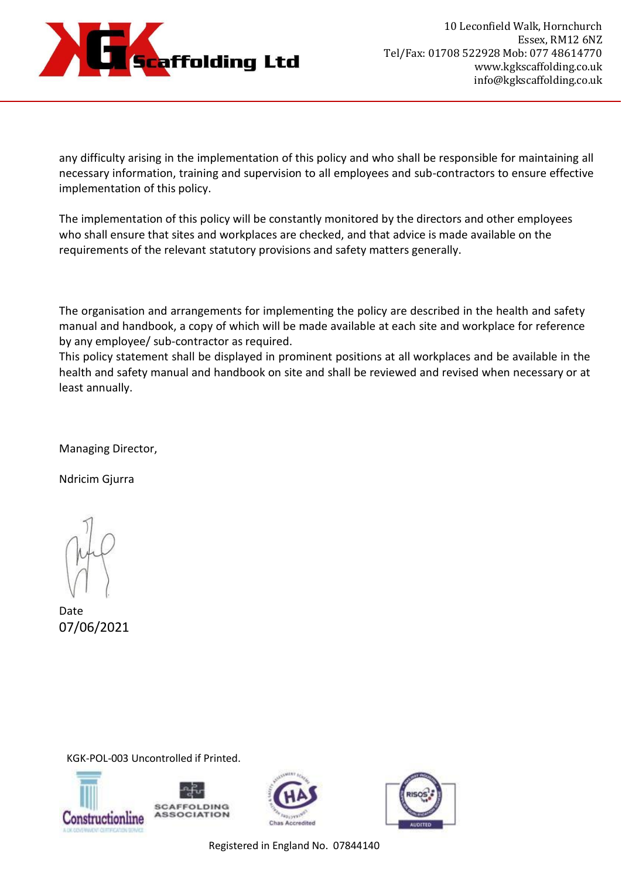any difficulty arising in the implementation of this policy and who shall be responsible for maintaining all necessary information, training and supervision to all employees and sub-contractors to ensure effective implementation of this policy.

The implementation of this policy will be constantly monitored by the directors and other employees who shall ensure that sites and workplaces are checked, and that advice is made available on the requirements of the relevant statutory provisions and safety matters generally.

The organisation and arrangements for implementing the policy are described in the health and safety manual and handbook, a copy of which will be made available at each site and workplace for reference by any employee/ sub-contractor as required.
This policy statement shall be displayed in prominent positions at all workplaces and be available in the health and safety manual and handbook on site and shall be reviewed and revised when necessary or at least annually.

Managing Director,

Ndricim Gjurra

Date
07/06/2021

KGK-POL-003 Uncontrolled if Printed.

Registered in England No. 07844140